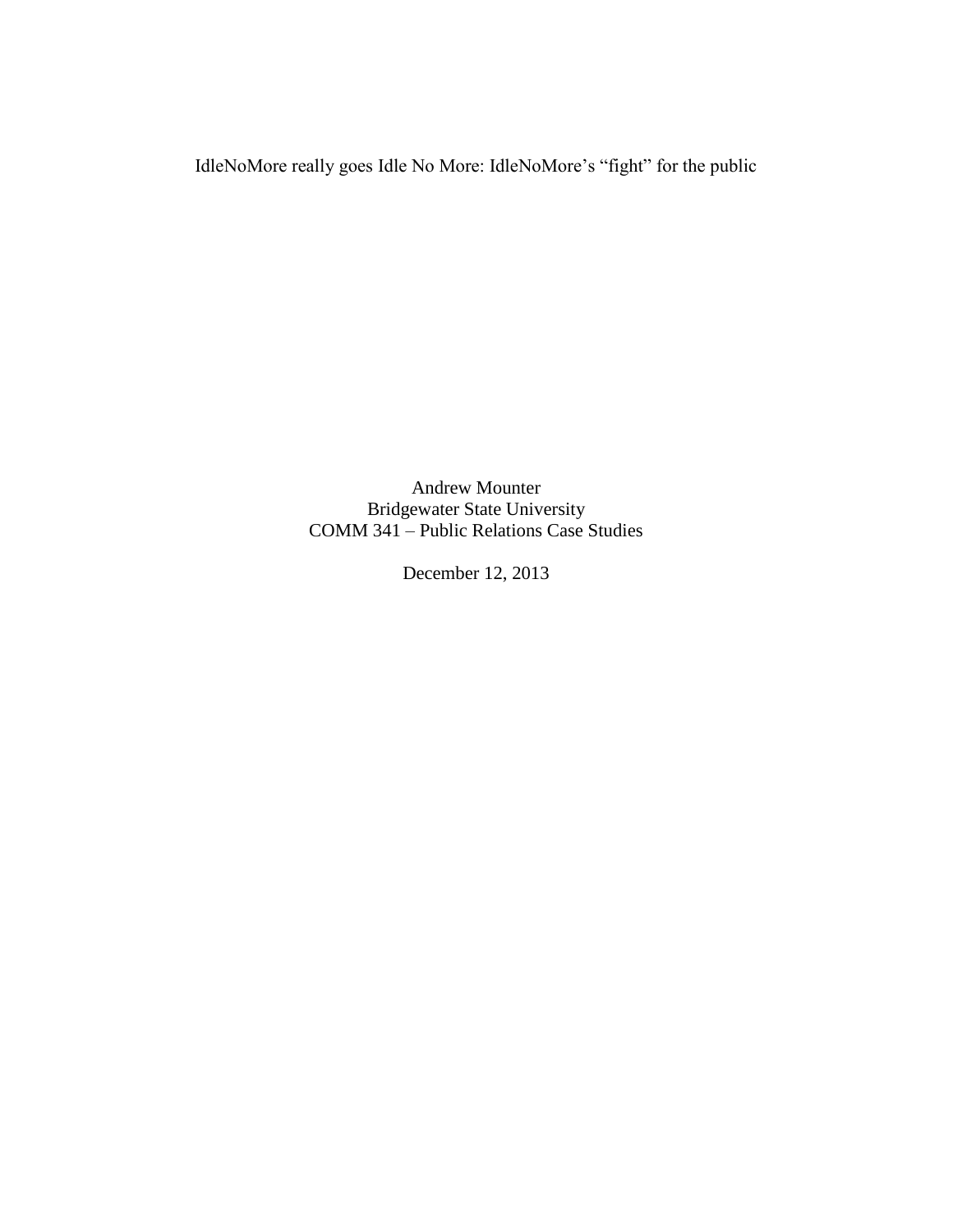# IdleNoMore really goes Idle No More: IdleNoMore's "fight" for the public

Andrew Mounter
Bridgewater State University
COMM 341 – Public Relations Case Studies

December 12, 2013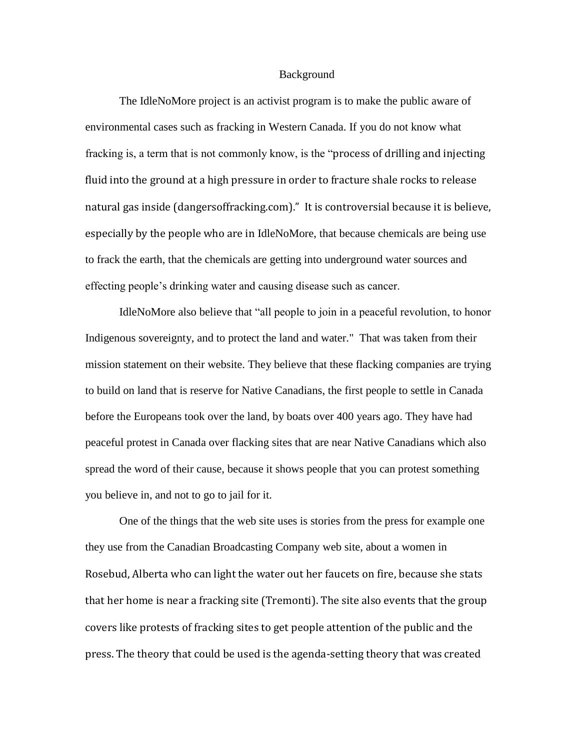# Background

The IdleNoMore project is an activist program is to make the public aware of environmental cases such as fracking in Western Canada. If you do not know what fracking is, a term that is not commonly know, is the "process of drilling and injecting fluid into the ground at a high pressure in order to fracture shale rocks to release natural gas inside (dangersoffracking.com)." It is controversial because it is believe, especially by the people who are in IdleNoMore, that because chemicals are being use to frack the earth, that the chemicals are getting into underground water sources and effecting people's drinking water and causing disease such as cancer.

IdleNoMore also believe that "all people to join in a peaceful revolution, to honor Indigenous sovereignty, and to protect the land and water." That was taken from their mission statement on their website. They believe that these flacking companies are trying to build on land that is reserve for Native Canadians, the first people to settle in Canada before the Europeans took over the land, by boats over 400 years ago. They have had peaceful protest in Canada over flacking sites that are near Native Canadians which also spread the word of their cause, because it shows people that you can protest something you believe in, and not to go to jail for it.

One of the things that the web site uses is stories from the press for example one they use from the Canadian Broadcasting Company web site, about a women in Rosebud, Alberta who can light the water out her faucets on fire, because she stats that her home is near a fracking site (Tremonti). The site also events that the group covers like protests of fracking sites to get people attention of the public and the press. The theory that could be used is the agenda-setting theory that was created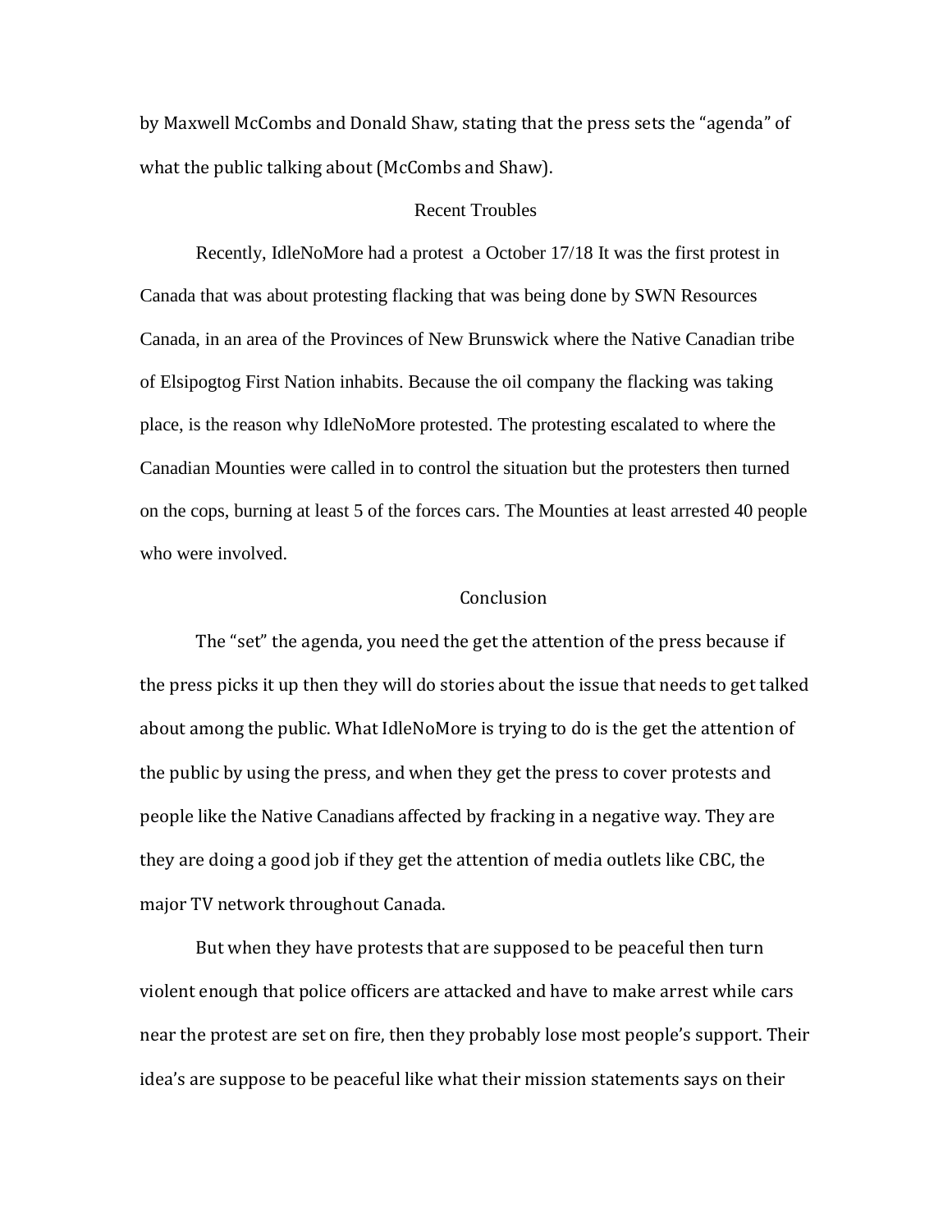by Maxwell McCombs and Donald Shaw, stating that the press sets the "agenda" of what the public talking about (McCombs and Shaw).

## Recent Troubles

Recently, IdleNoMore had a protest  a October 17/18 It was the first protest in Canada that was about protesting flacking that was being done by SWN Resources Canada, in an area of the Provinces of New Brunswick where the Native Canadian tribe of Elsipogtog First Nation inhabits. Because the oil company the flacking was taking place, is the reason why IdleNoMore protested. The protesting escalated to where the Canadian Mounties were called in to control the situation but the protesters then turned on the cops, burning at least 5 of the forces cars. The Mounties at least arrested 40 people who were involved.

## Conclusion

The "set" the agenda, you need the get the attention of the press because if the press picks it up then they will do stories about the issue that needs to get talked about among the public. What IdleNoMore is trying to do is the get the attention of the public by using the press, and when they get the press to cover protests and people like the Native Canadians affected by fracking in a negative way. They are they are doing a good job if they get the attention of media outlets like CBC, the major TV network throughout Canada.

But when they have protests that are supposed to be peaceful then turn violent enough that police officers are attacked and have to make arrest while cars near the protest are set on fire, then they probably lose most people's support. Their idea's are suppose to be peaceful like what their mission statements says on their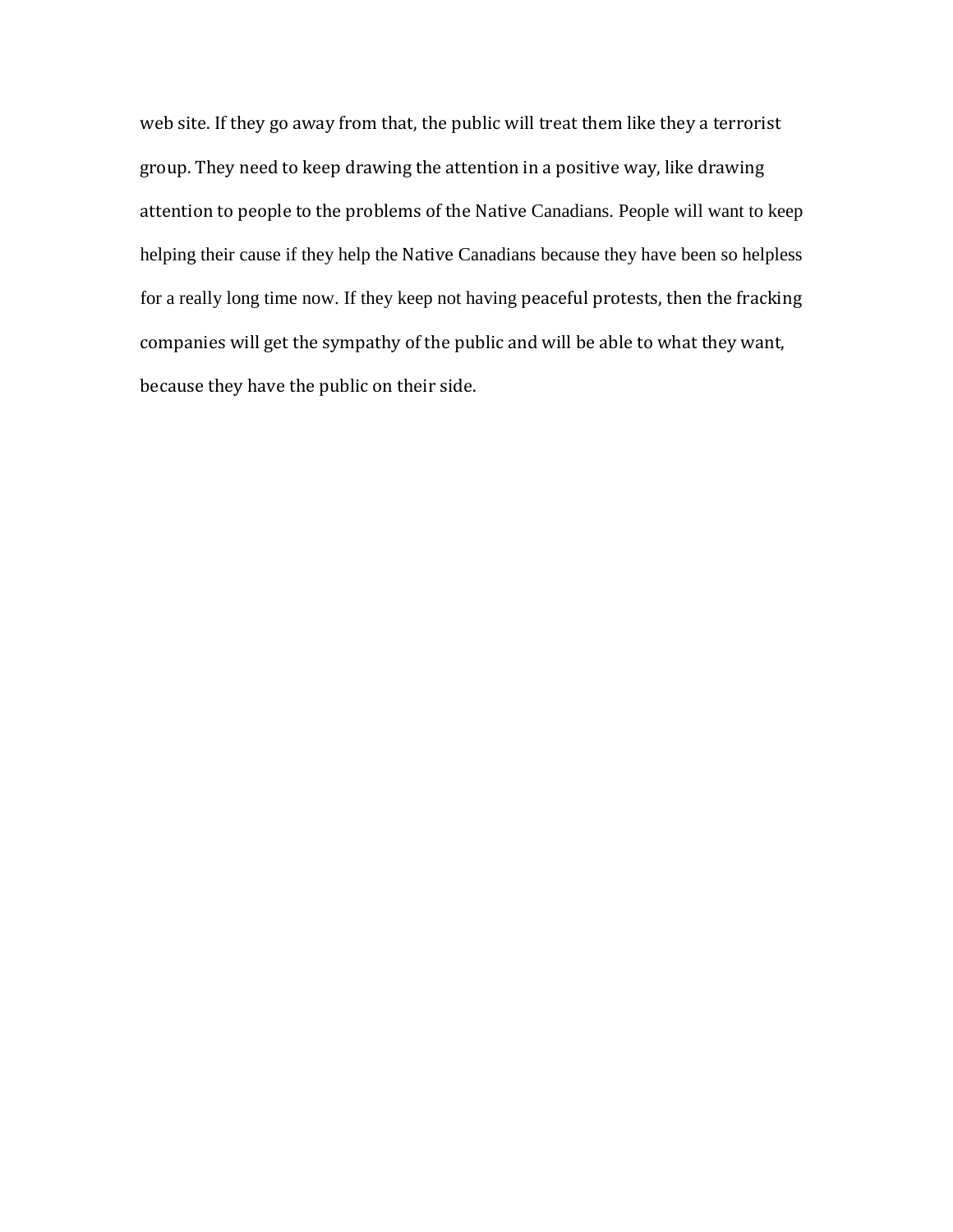web site. If they go away from that, the public will treat them like they a terrorist group. They need to keep drawing the attention in a positive way, like drawing attention to people to the problems of the Native Canadians. People will want to keep helping their cause if they help the Native Canadians because they have been so helpless for a really long time now. If they keep not having peaceful protests, then the fracking companies will get the sympathy of the public and will be able to what they want, because they have the public on their side.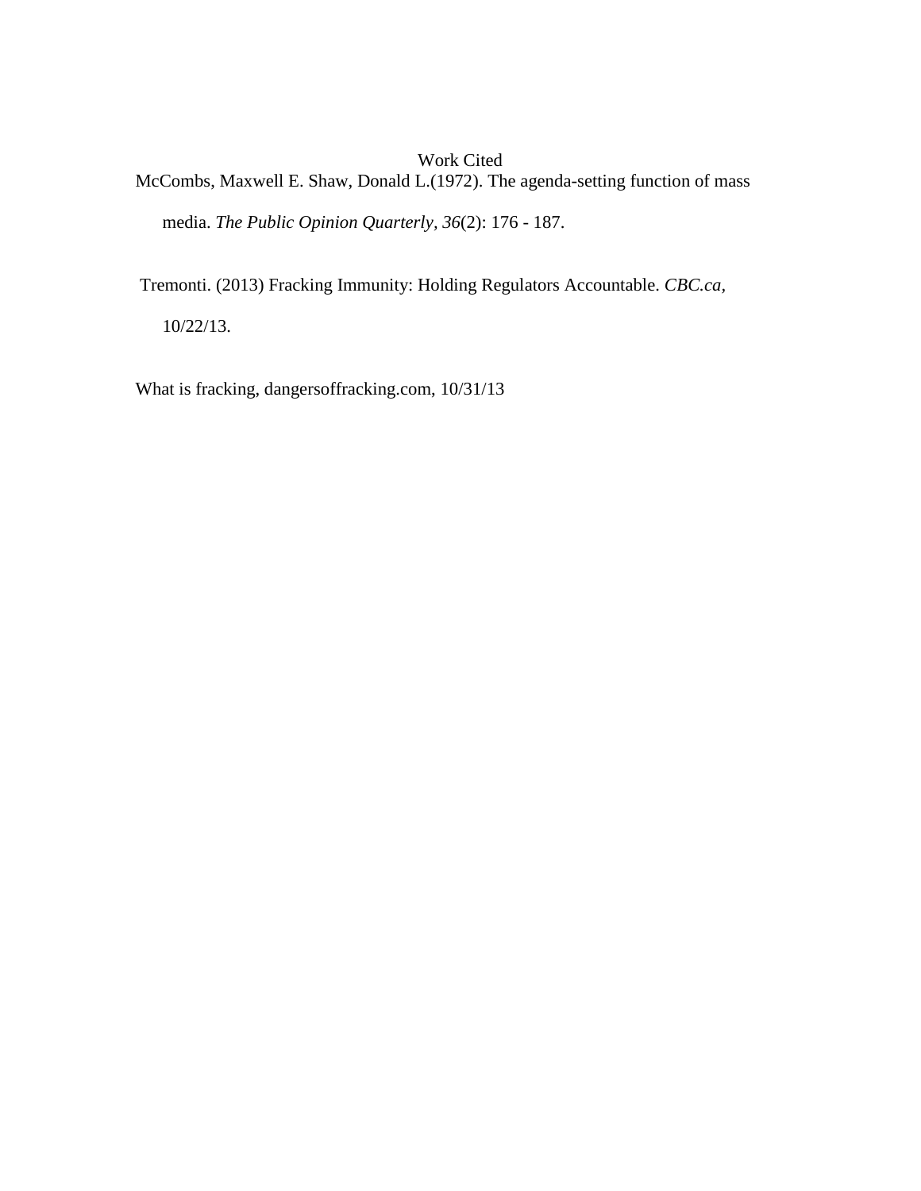# Work Cited

McCombs, Maxwell E. Shaw, Donald L.(1972). The agenda-setting function of mass media. *The Public Opinion Quarterly*, *36*(2): 176 - 187.

Tremonti. (2013) Fracking Immunity: Holding Regulators Accountable. *CBC.ca*, 10/22/13.

What is fracking, dangersoffracking.com, 10/31/13